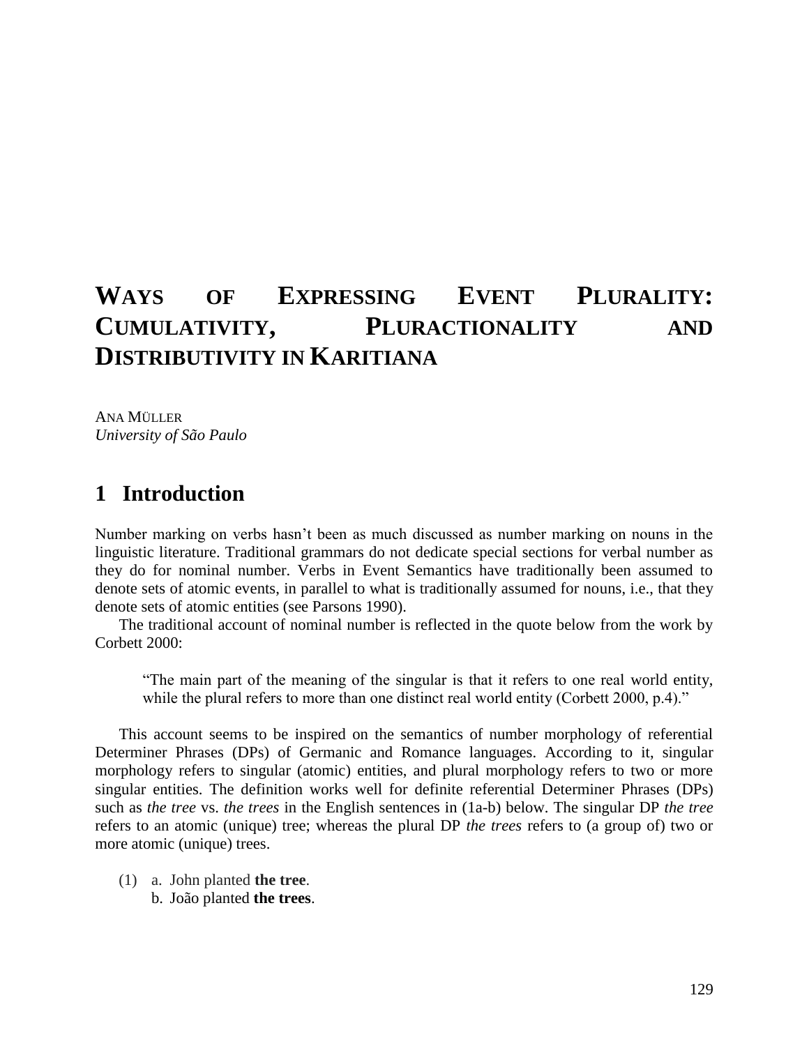# Ways of Expressing Event Plurality: Cumulativity, Pluractionality and Distributivity in Karitiana

Ana Müller
*University of São Paulo*

## 1 Introduction

Number marking on verbs hasn't been as much discussed as number marking on nouns in the linguistic literature. Traditional grammars do not dedicate special sections for verbal number as they do for nominal number. Verbs in Event Semantics have traditionally been assumed to denote sets of atomic events, in parallel to what is traditionally assumed for nouns, i.e., that they denote sets of atomic entities (see Parsons 1990).

The traditional account of nominal number is reflected in the quote below from the work by Corbett 2000:

> "The main part of the meaning of the singular is that it refers to one real world entity, while the plural refers to more than one distinct real world entity (Corbett 2000, p.4)."

This account seems to be inspired on the semantics of number morphology of referential Determiner Phrases (DPs) of Germanic and Romance languages. According to it, singular morphology refers to singular (atomic) entities, and plural morphology refers to two or more singular entities. The definition works well for definite referential Determiner Phrases (DPs) such as *the tree* vs. *the trees* in the English sentences in (1a-b) below. The singular DP *the tree* refers to an atomic (unique) tree; whereas the plural DP *the trees* refers to (a group of) two or more atomic (unique) trees.

(1) a. John planted **the tree**.
  b. João planted **the trees**.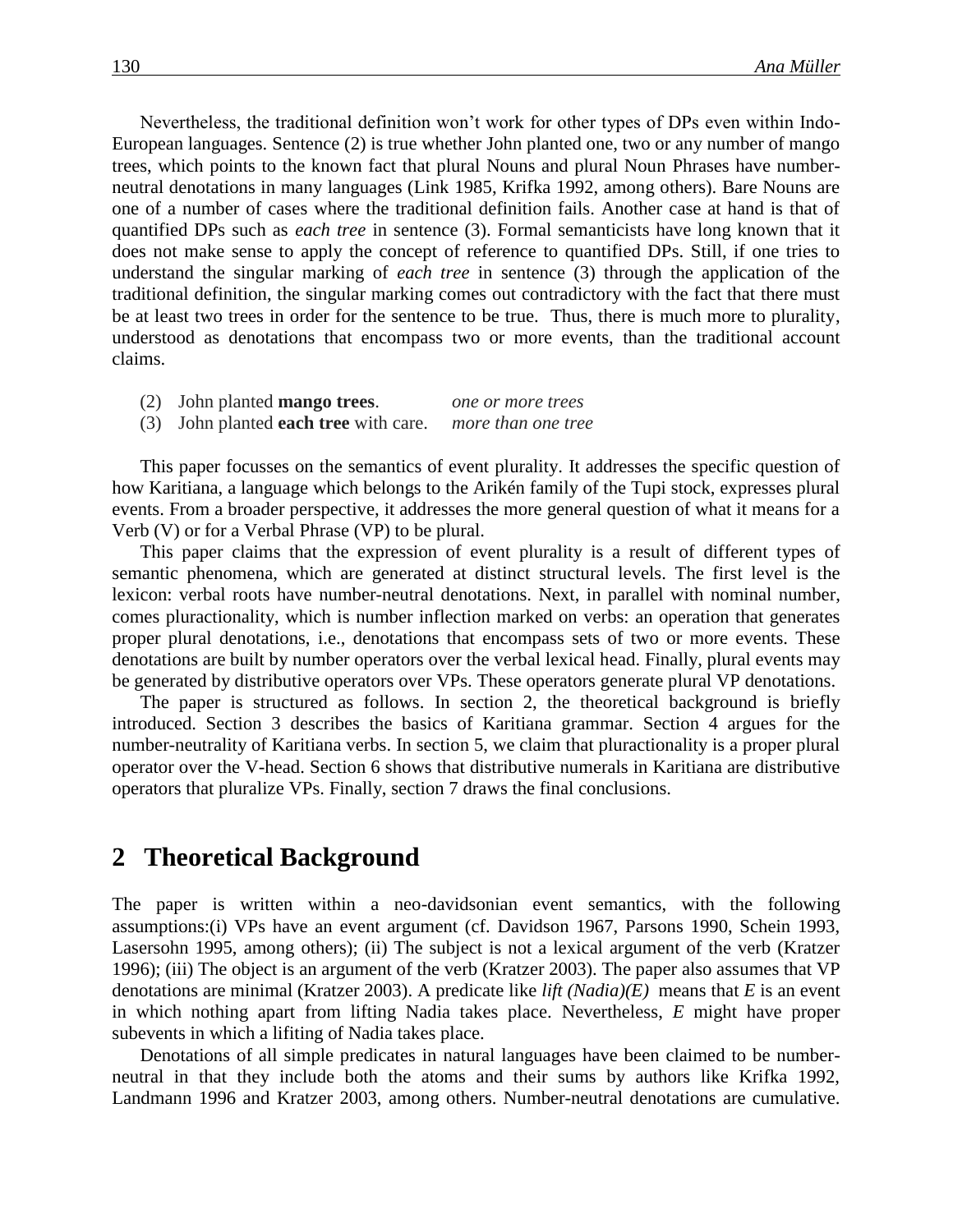Nevertheless, the traditional definition won't work for other types of DPs even within Indo-European languages. Sentence (2) is true whether John planted one, two or any number of mango trees, which points to the known fact that plural Nouns and plural Noun Phrases have number-neutral denotations in many languages (Link 1985, Krifka 1992, among others). Bare Nouns are one of a number of cases where the traditional definition fails. Another case at hand is that of quantified DPs such as *each tree* in sentence (3). Formal semanticists have long known that it does not make sense to apply the concept of reference to quantified DPs. Still, if one tries to understand the singular marking of *each tree* in sentence (3) through the application of the traditional definition, the singular marking comes out contradictory with the fact that there must be at least two trees in order for the sentence to be true. Thus, there is much more to plurality, understood as denotations that encompass two or more events, than the traditional account claims.

(2) John planted **mango trees**. *one or more trees*
(3) John planted **each tree** with care. *more than one tree*

This paper focusses on the semantics of event plurality. It addresses the specific question of how Karitiana, a language which belongs to the Arikén family of the Tupi stock, expresses plural events. From a broader perspective, it addresses the more general question of what it means for a Verb (V) or for a Verbal Phrase (VP) to be plural.

This paper claims that the expression of event plurality is a result of different types of semantic phenomena, which are generated at distinct structural levels. The first level is the lexicon: verbal roots have number-neutral denotations. Next, in parallel with nominal number, comes pluractionality, which is number inflection marked on verbs: an operation that generates proper plural denotations, i.e., denotations that encompass sets of two or more events. These denotations are built by number operators over the verbal lexical head. Finally, plural events may be generated by distributive operators over VPs. These operators generate plural VP denotations.

The paper is structured as follows. In section 2, the theoretical background is briefly introduced. Section 3 describes the basics of Karitiana grammar. Section 4 argues for the number-neutrality of Karitiana verbs. In section 5, we claim that pluractionality is a proper plural operator over the V-head. Section 6 shows that distributive numerals in Karitiana are distributive operators that pluralize VPs. Finally, section 7 draws the final conclusions.

## 2 Theoretical Background

The paper is written within a neo-davidsonian event semantics, with the following assumptions:(i) VPs have an event argument (cf. Davidson 1967, Parsons 1990, Schein 1993, Lasersohn 1995, among others); (ii) The subject is not a lexical argument of the verb (Kratzer 1996); (iii) The object is an argument of the verb (Kratzer 2003). The paper also assumes that VP denotations are minimal (Kratzer 2003). A predicate like *lift (Nadia)(E)* means that *E* is an event in which nothing apart from lifting Nadia takes place. Nevertheless, *E* might have proper subevents in which a lifiting of Nadia takes place.

Denotations of all simple predicates in natural languages have been claimed to be number-neutral in that they include both the atoms and their sums by authors like Krifka 1992, Landmann 1996 and Kratzer 2003, among others. Number-neutral denotations are cumulative.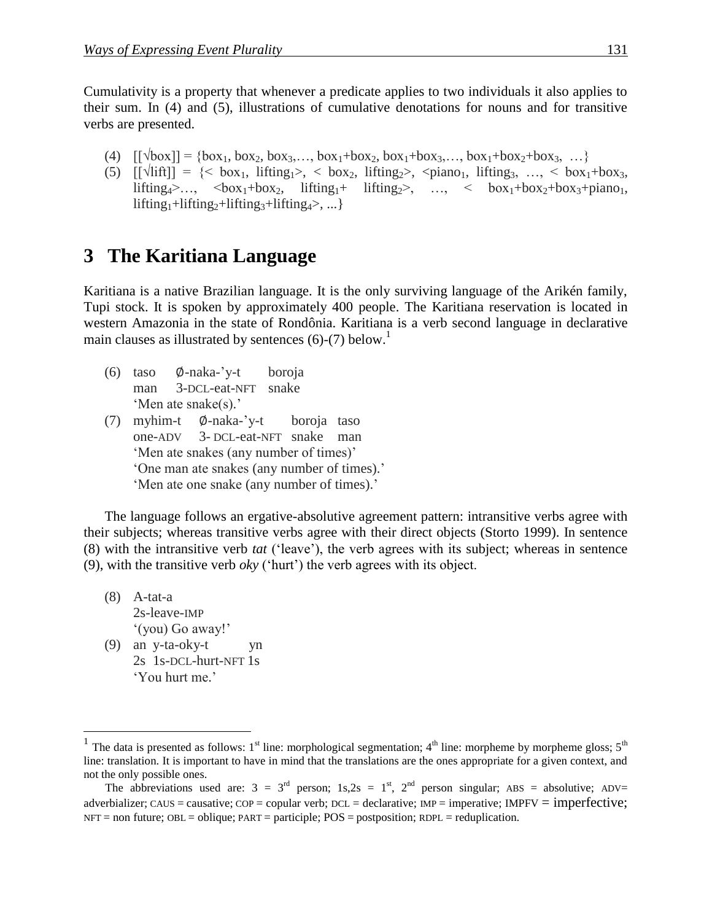Cumulativity is a property that whenever a predicate applies to two individuals it also applies to their sum. In (4) and (5), illustrations of cumulative denotations for nouns and for transitive verbs are presented.

(4) $[[\sqrt{\text{box}}]] = \{\text{box}_1, \text{box}_2, \text{box}_3, \ldots, \text{box}_1{+}\text{box}_2, \text{box}_1{+}\text{box}_3, \ldots, \text{box}_1{+}\text{box}_2{+}\text{box}_3, \ldots\}$

(5) $[[\sqrt{\text{lift}}]] = \{<\text{box}_1, \text{lifting}_1>, <\text{box}_2, \text{lifting}_2>, <\text{piano}_1, \text{lifting}_3, \ldots, <\text{box}_1{+}\text{box}_3, \text{lifting}_4>\ldots, <\text{box}_1{+}\text{box}_2, \text{lifting}_1{+}\text{lifting}_2>, \ldots, <\text{box}_1{+}\text{box}_2{+}\text{box}_3{+}\text{piano}_1, \text{lifting}_1{+}\text{lifting}_2{+}\text{lifting}_3{+}\text{lifting}_4>, \ldots\}$

# 3 The Karitiana Language

Karitiana is a native Brazilian language. It is the only surviving language of the Arikén family, Tupi stock. It is spoken by approximately 400 people. The Karitiana reservation is located in western Amazonia in the state of Rondônia. Karitiana is a verb second language in declarative main clauses as illustrated by sentences (6)-(7) below.[1]

(6) taso ∅-naka-'y-t boroja
man 3-DCL-eat-NFT snake
'Men ate snake(s).'

(7) myhim-t ∅-naka-'y-t boroja taso
one-ADV 3- DCL-eat-NFT snake man
'Men ate snakes (any number of times)'
'One man ate snakes (any number of times).'
'Men ate one snake (any number of times).'

The language follows an ergative-absolutive agreement pattern: intransitive verbs agree with their subjects; whereas transitive verbs agree with their direct objects (Storto 1999). In sentence (8) with the intransitive verb *tat* ('leave'), the verb agrees with its subject; whereas in sentence (9), with the transitive verb *oky* ('hurt') the verb agrees with its object.

(8) A-tat-a
2s-leave-IMP
'(you) Go away!'

(9) an y-ta-oky-t yn
2s 1s-DCL-hurt-NFT 1s
'You hurt me.'

[1] The data is presented as follows: 1st line: morphological segmentation; 4th line: morpheme by morpheme gloss; 5th line: translation. It is important to have in mind that the translations are the ones appropriate for a given context, and not the only possible ones.

The abbreviations used are: 3 = 3rd person; 1s,2s = 1st, 2nd person singular; ABS = absolutive; ADV= adverbializer; CAUS = causative; COP = copular verb; DCL = declarative; IMP = imperative; IMPFV = imperfective; NFT = non future; OBL = oblique; PART = participle; POS = postposition; RDPL = reduplication.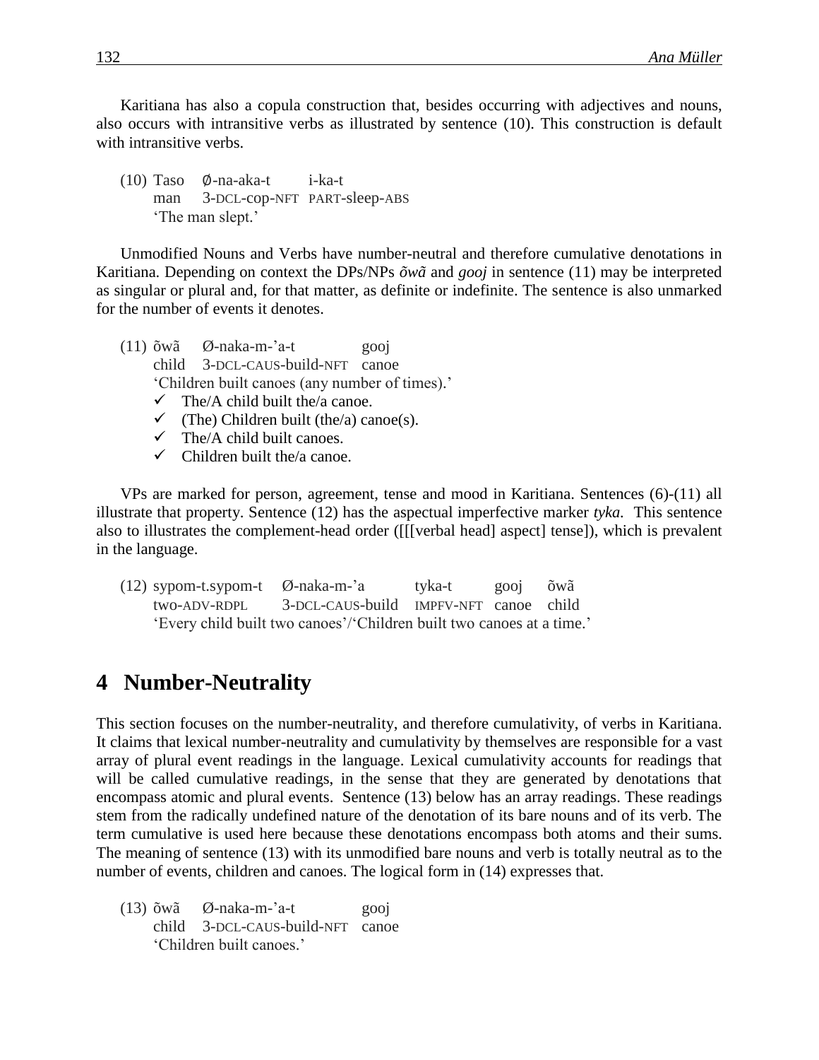Karitiana has also a copula construction that, besides occurring with adjectives and nouns, also occurs with intransitive verbs as illustrated by sentence (10). This construction is default with intransitive verbs.

(10) Taso &nbsp;&nbsp; Ø-na-aka-t &nbsp;&nbsp;&nbsp;&nbsp; i-ka-t
&nbsp;&nbsp;&nbsp;&nbsp;&nbsp;&nbsp;&nbsp; man &nbsp;&nbsp;&nbsp; 3-DCL-cop-NFT &nbsp; PART-sleep-ABS
&nbsp;&nbsp;&nbsp;&nbsp;&nbsp;&nbsp;&nbsp; 'The man slept.'

Unmodified Nouns and Verbs have number-neutral and therefore cumulative denotations in Karitiana. Depending on context the DPs/NPs *õwã* and *gooj* in sentence (11) may be interpreted as singular or plural and, for that matter, as definite or indefinite. The sentence is also unmarked for the number of events it denotes.

(11) õwã &nbsp;&nbsp; Ø-naka-m-'a-t &nbsp;&nbsp;&nbsp;&nbsp;&nbsp;&nbsp;&nbsp;&nbsp; gooj
&nbsp;&nbsp;&nbsp;&nbsp;&nbsp;&nbsp;&nbsp; child &nbsp; 3-DCL-CAUS-build-NFT &nbsp; canoe
&nbsp;&nbsp;&nbsp;&nbsp;&nbsp;&nbsp;&nbsp; 'Children built canoes (any number of times).'

- ✓ The/A child built the/a canoe.
- ✓ (The) Children built (the/a) canoe(s).
- ✓ The/A child built canoes.
- ✓ Children built the/a canoe.

VPs are marked for person, agreement, tense and mood in Karitiana. Sentences (6)-(11) all illustrate that property. Sentence (12) has the aspectual imperfective marker *tyka.* This sentence also to illustrates the complement-head order ([[[verbal head] aspect] tense]), which is prevalent in the language.

(12) sypom-t.sypom-t &nbsp;&nbsp; Ø-naka-m-'a &nbsp;&nbsp;&nbsp;&nbsp;&nbsp;&nbsp;&nbsp; tyka-t &nbsp;&nbsp;&nbsp;&nbsp;&nbsp; gooj &nbsp;&nbsp; õwã
&nbsp;&nbsp;&nbsp;&nbsp;&nbsp;&nbsp;&nbsp; two-ADV-RDPL &nbsp;&nbsp;&nbsp;&nbsp;&nbsp;&nbsp;&nbsp; 3-DCL-CAUS-build &nbsp; IMPFV-NFT &nbsp; canoe &nbsp; child
&nbsp;&nbsp;&nbsp;&nbsp;&nbsp;&nbsp;&nbsp; 'Every child built two canoes'/'Children built two canoes at a time.'

## 4 Number-Neutrality

This section focuses on the number-neutrality, and therefore cumulativity, of verbs in Karitiana. It claims that lexical number-neutrality and cumulativity by themselves are responsible for a vast array of plural event readings in the language. Lexical cumulativity accounts for readings that will be called cumulative readings, in the sense that they are generated by denotations that encompass atomic and plural events. Sentence (13) below has an array readings. These readings stem from the radically undefined nature of the denotation of its bare nouns and of its verb. The term cumulative is used here because these denotations encompass both atoms and their sums. The meaning of sentence (13) with its unmodified bare nouns and verb is totally neutral as to the number of events, children and canoes. The logical form in (14) expresses that.

(13) õwã &nbsp;&nbsp; Ø-naka-m-'a-t &nbsp;&nbsp;&nbsp;&nbsp;&nbsp;&nbsp;&nbsp;&nbsp; gooj
&nbsp;&nbsp;&nbsp;&nbsp;&nbsp;&nbsp;&nbsp; child &nbsp; 3-DCL-CAUS-build-NFT &nbsp; canoe
&nbsp;&nbsp;&nbsp;&nbsp;&nbsp;&nbsp;&nbsp; 'Children built canoes.'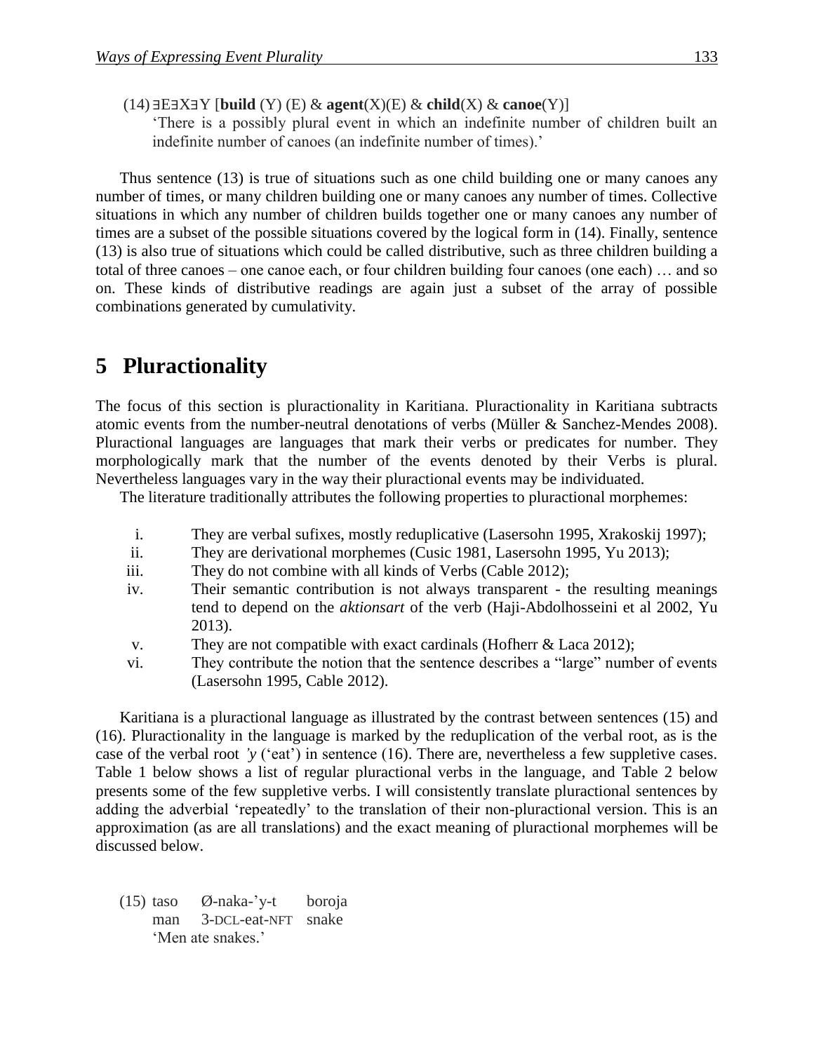(14) $\exists E \exists X \exists Y$ [**build** (Y) (E) & **agent**(X)(E) & **child**(X) & **canoe**(Y)]
'There is a possibly plural event in which an indefinite number of children built an indefinite number of canoes (an indefinite number of times).'

Thus sentence (13) is true of situations such as one child building one or many canoes any number of times, or many children building one or many canoes any number of times. Collective situations in which any number of children builds together one or many canoes any number of times are a subset of the possible situations covered by the logical form in (14). Finally, sentence (13) is also true of situations which could be called distributive, such as three children building a total of three canoes – one canoe each, or four children building four canoes (one each) … and so on. These kinds of distributive readings are again just a subset of the array of possible combinations generated by cumulativity.

# 5 Pluractionality

The focus of this section is pluractionality in Karitiana. Pluractionality in Karitiana subtracts atomic events from the number-neutral denotations of verbs (Müller & Sanchez-Mendes 2008). Pluractional languages are languages that mark their verbs or predicates for number. They morphologically mark that the number of the events denoted by their Verbs is plural. Nevertheless languages vary in the way their pluractional events may be individuated.

The literature traditionally attributes the following properties to pluractional morphemes:

i. They are verbal sufixes, mostly reduplicative (Lasersohn 1995, Xrakoskij 1997);
ii. They are derivational morphemes (Cusic 1981, Lasersohn 1995, Yu 2013);
iii. They do not combine with all kinds of Verbs (Cable 2012);
iv. Their semantic contribution is not always transparent - the resulting meanings tend to depend on the *aktionsart* of the verb (Haji-Abdolhosseini et al 2002, Yu 2013).
v. They are not compatible with exact cardinals (Hofherr & Laca 2012);
vi. They contribute the notion that the sentence describes a "large" number of events (Lasersohn 1995, Cable 2012).

Karitiana is a pluractional language as illustrated by the contrast between sentences (15) and (16). Pluractionality in the language is marked by the reduplication of the verbal root, as is the case of the verbal root *'y* ('eat') in sentence (16). There are, nevertheless a few suppletive cases. Table 1 below shows a list of regular pluractional verbs in the language, and Table 2 below presents some of the few suppletive verbs. I will consistently translate pluractional sentences by adding the adverbial 'repeatedly' to the translation of their non-pluractional version. This is an approximation (as are all translations) and the exact meaning of pluractional morphemes will be discussed below.

(15) taso &nbsp;&nbsp; Ø-naka-'y-t &nbsp;&nbsp; boroja
&nbsp;&nbsp;&nbsp;&nbsp;&nbsp;&nbsp; man &nbsp;&nbsp; 3-DCL-eat-NFT &nbsp;&nbsp; snake
&nbsp;&nbsp;&nbsp;&nbsp;&nbsp;&nbsp; 'Men ate snakes.'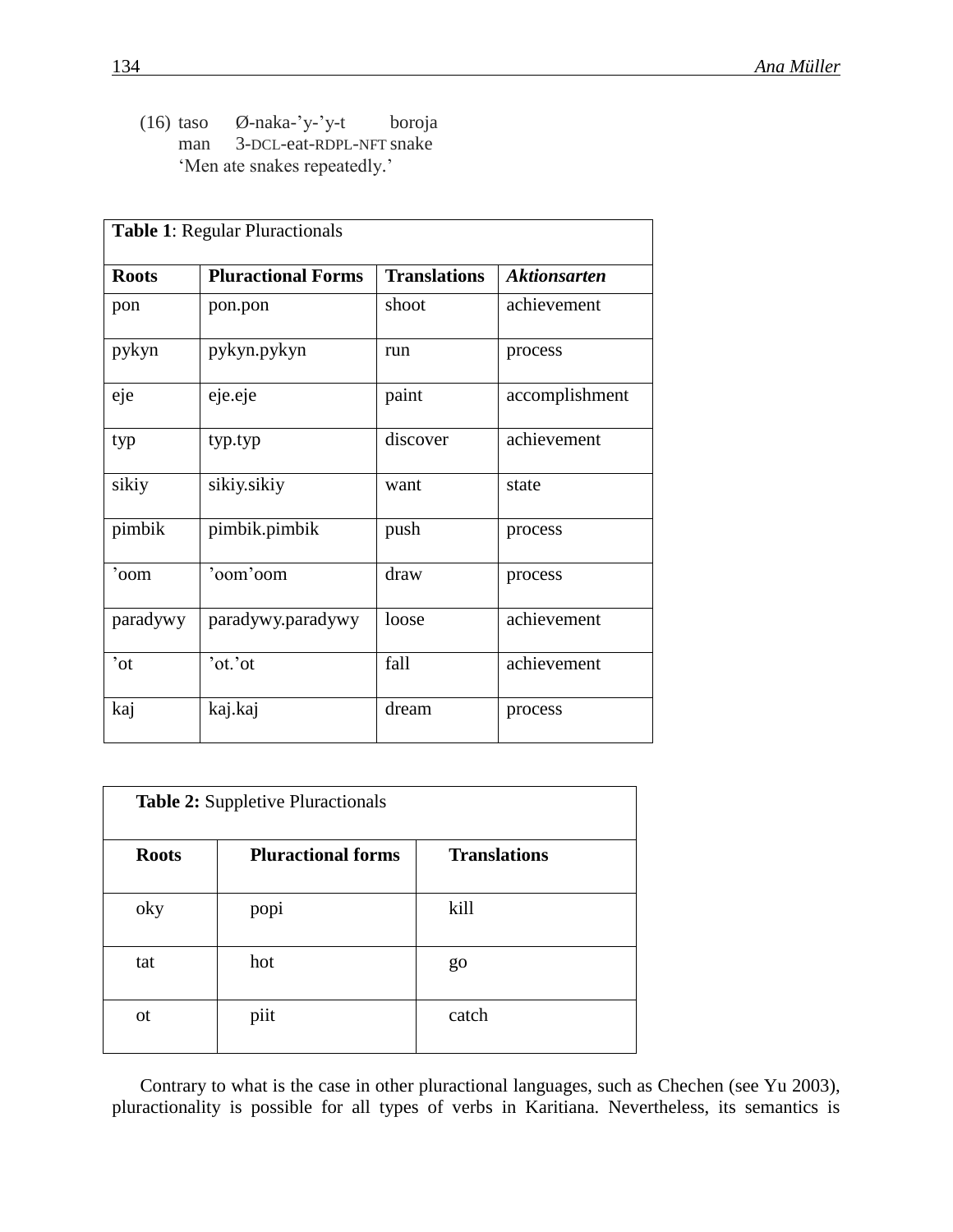(16) taso Ø-naka-’y-’y-t boroja
man 3-DCL-eat-RDPL-NFT snake
‘Men ate snakes repeatedly.’

| **Table 1**: Regular Pluractionals | | | |
|---|---|---|---|
| **Roots** | **Pluractional Forms** | **Translations** | ***Aktionsarten*** |
| pon | pon.pon | shoot | achievement |
| pykyn | pykyn.pykyn | run | process |
| eje | eje.eje | paint | accomplishment |
| typ | typ.typ | discover | achievement |
| sikiy | sikiy.sikiy | want | state |
| pimbik | pimbik.pimbik | push | process |
| ’oom | ’oom’oom | draw | process |
| paradywy | paradywy.paradywy | loose | achievement |
| ’ot | ’ot.’ot | fall | achievement |
| kaj | kaj.kaj | dream | process |

| **Table 2:** Suppletive Pluractionals | | |
|---|---|---|
| **Roots** | **Pluractional forms** | **Translations** |
| oky | popi | kill |
| tat | hot | go |
| ot | piit | catch |

Contrary to what is the case in other pluractional languages, such as Chechen (see Yu 2003), pluractionality is possible for all types of verbs in Karitiana. Nevertheless, its semantics is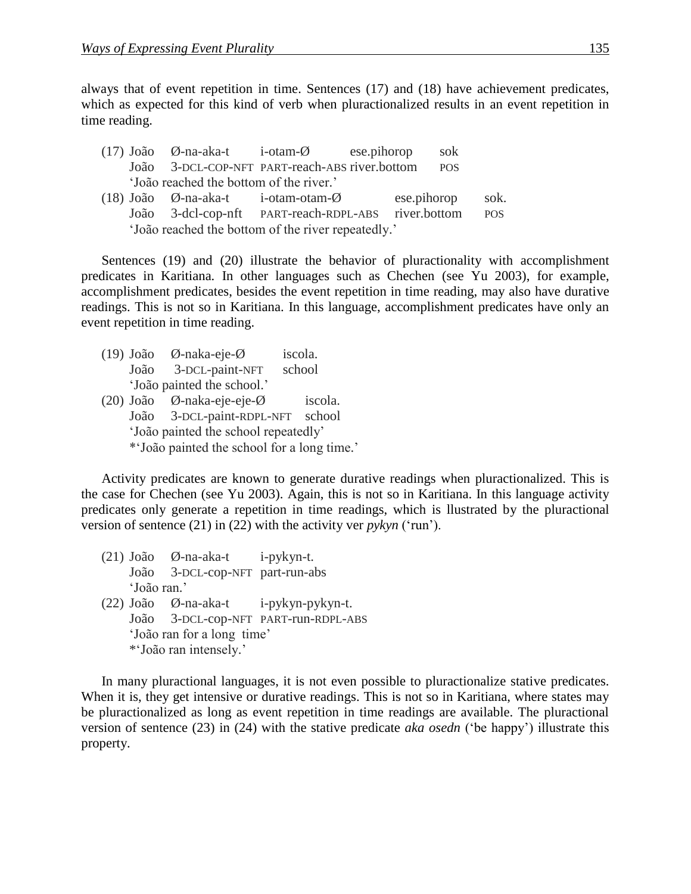always that of event repetition in time. Sentences (17) and (18) have achievement predicates, which as expected for this kind of verb when pluractionalized results in an event repetition in time reading.

(17) João Ø-na-aka-t i-otam-Ø ese.pihorop sok
João 3-DCL-COP-NFT PART-reach-ABS river.bottom POS
'João reached the bottom of the river.'

(18) João Ø-na-aka-t i-otam-otam-Ø ese.pihorop sok.
João 3-dcl-cop-nft PART-reach-RDPL-ABS river.bottom POS
'João reached the bottom of the river repeatedly.'

Sentences (19) and (20) illustrate the behavior of pluractionality with accomplishment predicates in Karitiana. In other languages such as Chechen (see Yu 2003), for example, accomplishment predicates, besides the event repetition in time reading, may also have durative readings. This is not so in Karitiana. In this language, accomplishment predicates have only an event repetition in time reading.

(19) João Ø-naka-eje-Ø iscola.
João 3-DCL-paint-NFT school
'João painted the school.'

(20) João Ø-naka-eje-eje-Ø iscola.
João 3-DCL-paint-RDPL-NFT school
'João painted the school repeatedly'
*'João painted the school for a long time.'

Activity predicates are known to generate durative readings when pluractionalized. This is the case for Chechen (see Yu 2003). Again, this is not so in Karitiana. In this language activity predicates only generate a repetition in time readings, which is llustrated by the pluractional version of sentence (21) in (22) with the activity ver *pykyn* ('run').

(21) João Ø-na-aka-t i-pykyn-t.
João 3-DCL-cop-NFT part-run-abs
'João ran.'

(22) João Ø-na-aka-t i-pykyn-pykyn-t.
João 3-DCL-cop-NFT PART-run-RDPL-ABS
'João ran for a long time'
*'João ran intensely.'

In many pluractional languages, it is not even possible to pluractionalize stative predicates. When it is, they get intensive or durative readings. This is not so in Karitiana, where states may be pluractionalized as long as event repetition in time readings are available. The pluractional version of sentence (23) in (24) with the stative predicate *aka osedn* ('be happy') illustrate this property.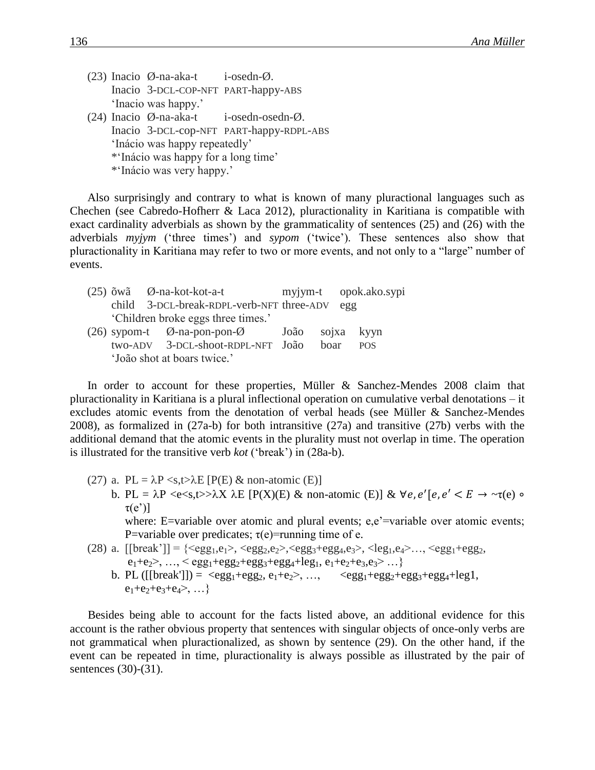(23) Inacio Ø-na-aka-t i-osedn-Ø.
Inacio 3-DCL-COP-NFT PART-happy-ABS
'Inacio was happy.'

(24) Inacio Ø-na-aka-t i-osedn-osedn-Ø.
Inacio 3-DCL-cop-NFT PART-happy-RDPL-ABS
'Inácio was happy repeatedly'
*'Inácio was happy for a long time'
*'Inácio was very happy.'

Also surprisingly and contrary to what is known of many pluractional languages such as Chechen (see Cabredo-Hofherr & Laca 2012), pluractionality in Karitiana is compatible with exact cardinality adverbials as shown by the grammaticality of sentences (25) and (26) with the adverbials *myjym* ('three times') and *sypom* ('twice'). These sentences also show that pluractionality in Karitiana may refer to two or more events, and not only to a "large" number of events.

(25) õwã Ø-na-kot-kot-a-t myjym-t opok.ako.sypi
child 3-DCL-break-RDPL-verb-NFT three-ADV egg
'Children broke eggs three times.'

(26) sypom-t Ø-na-pon-pon-Ø João sojxa kyyn
two-ADV 3-DCL-shoot-RDPL-NFT João boar POS
'João shot at boars twice.'

In order to account for these properties, Müller & Sanchez-Mendes 2008 claim that pluractionality in Karitiana is a plural inflectional operation on cumulative verbal denotations – it excludes atomic events from the denotation of verbal heads (see Müller & Sanchez-Mendes 2008), as formalized in (27a-b) for both intransitive (27a) and transitive (27b) verbs with the additional demand that the atomic events in the plurality must not overlap in time. The operation is illustrated for the transitive verb *kot* ('break') in (28a-b).

(27) a. PL = λP <s,t>λE [P(E) & non-atomic (E)]
b. PL = λP <e<s,t>>λX λE [P(X)(E) & non-atomic (E)] & $\forall e, e'[e, e' < E \rightarrow \sim\tau(e) \circ \tau(e')]$
where: E=variable over atomic and plural events; e,e'=variable over atomic events; P=variable over predicates; τ(e)=running time of e.

(28) a. [[break']] = {<$egg_1$,$e_1$>, <$egg_2$,$e_2$>,<$egg_3$+$egg_4$,$e_3$>, <$leg_1$,$e_4$>…, <$egg_1$+$egg_2$, $e_1$+$e_2$>, …, < $egg_1$+$egg_2$+$egg_3$+$egg_4$+$leg_1$, $e_1$+$e_2$+$e_3$,$e_3$> …}
b. PL ([[break']]) = <$egg_1$+$egg_2$, $e_1$+$e_2$>, …, <$egg_1$+$egg_2$+$egg_3$+$egg_4$+leg1, $e_1$+$e_2$+$e_3$+$e_4$>, …}

Besides being able to account for the facts listed above, an additional evidence for this account is the rather obvious property that sentences with singular objects of once-only verbs are not grammatical when pluractionalized, as shown by sentence (29). On the other hand, if the event can be repeated in time, pluractionality is always possible as illustrated by the pair of sentences (30)-(31).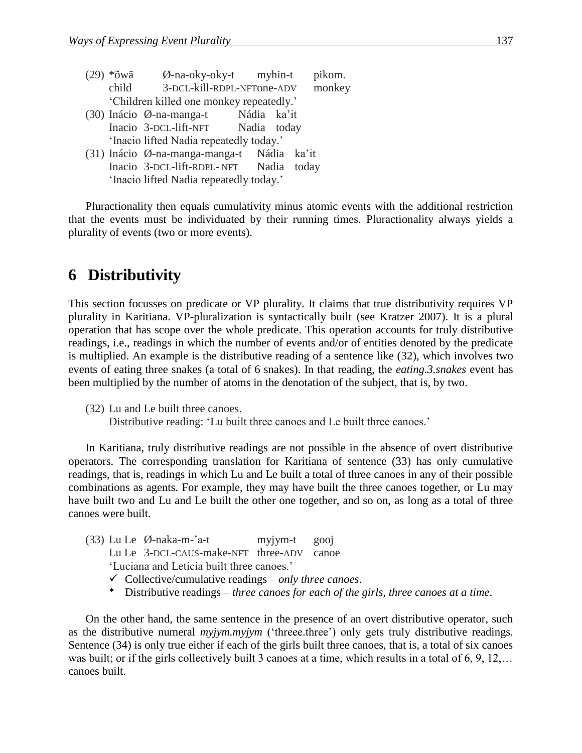(29) *õwã     Ø-na-oky-oky-t     myhin-t     pikom.  
     child     3-DCL-kill-RDPL-NFTone-ADV     monkey  
     'Children killed one monkey repeatedly.'

(30) Inácio  Ø-na-manga-t     Nádia  ka'it  
     Inacio  3-DCL-lift-NFT     Nadia  today  
     'Inacio lifted Nadia repeatedly today.'

(31) Inácio  Ø-na-manga-manga-t     Nádia  ka'it  
     Inacio  3-DCL-lift-RDPL- NFT     Nadia  today  
     'Inacio lifted Nadia repeatedly today.'

Pluractionality then equals cumulativity minus atomic events with the additional restriction that the events must be individuated by their running times. Pluractionality always yields a plurality of events (two or more events).

# 6 Distributivity

This section focusses on predicate or VP plurality. It claims that true distributivity requires VP plurality in Karitiana. VP-pluralization is syntactically built (see Kratzer 2007). It is a plural operation that has scope over the whole predicate. This operation accounts for truly distributive readings, i.e., readings in which the number of events and/or of entities denoted by the predicate is multiplied. An example is the distributive reading of a sentence like (32), which involves two events of eating three snakes (a total of 6 snakes). In that reading, the *eating.3.snakes* event has been multiplied by the number of atoms in the denotation of the subject, that is, by two.

(32) Lu and Le built three canoes.  
     Distributive reading: 'Lu built three canoes and Le built three canoes.'

In Karitiana, truly distributive readings are not possible in the absence of overt distributive operators. The corresponding translation for Karitiana of sentence (33) has only cumulative readings, that is, readings in which Lu and Le built a total of three canoes in any of their possible combinations as agents. For example, they may have built the three canoes together, or Lu may have built two and Lu and Le built the other one together, and so on, as long as a total of three canoes were built.

(33) Lu Le  Ø-naka-m-'a-t     myjym-t     gooj  
     Lu Le  3-DCL-CAUS-make-NFT  three-ADV  canoe  
     'Luciana and Letícia built three canoes.'  
     ✓ Collective/cumulative readings – *only three canoes*.  
     \* Distributive readings – *three canoes for each of the girls, three canoes at a time*.

On the other hand, the same sentence in the presence of an overt distributive operator, such as the distributive numeral *myjym.myjym* ('threee.three') only gets truly distributive readings. Sentence (34) is only true either if each of the girls built three canoes, that is, a total of six canoes was built; or if the girls collectively built 3 canoes at a time, which results in a total of 6, 9, 12,… canoes built.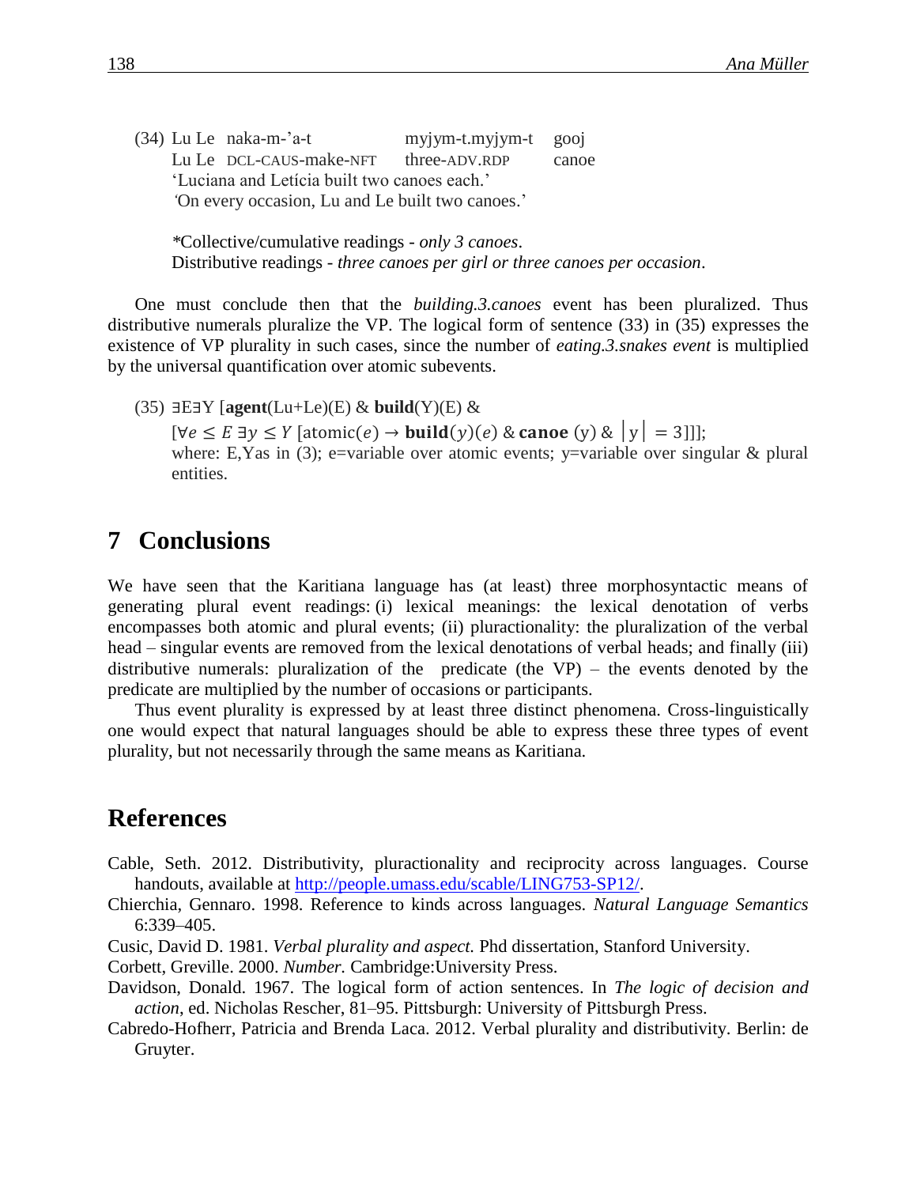(34) Lu Le naka-m-'a-t myjym-t.myjym-t gooj
Lu Le DCL-CAUS-make-NFT three-ADV.RDP canoe
'Luciana and Letícia built two canoes each.'
'On every occasion, Lu and Le built two canoes.'

*Collective/cumulative readings - *only 3 canoes*.
Distributive readings - *three canoes per girl or three canoes per occasion*.

One must conclude then that the *building.3.canoes* event has been pluralized. Thus distributive numerals pluralize the VP. The logical form of sentence (33) in (35) expresses the existence of VP plurality in such cases, since the number of *eating.3.snakes event* is multiplied by the universal quantification over atomic subevents.

(35) ∃E∃Y [**agent**(Lu+Le)(E) & **build**(Y)(E) &
$[\forall e \leq E\ \exists y \leq Y$ [atomic$(e) \rightarrow$ **build**$(y)(e)$ & **canoe** (y) & $|y| = 3$]]];
where: E,Yas in (3); e=variable over atomic events; y=variable over singular & plural entities.

# 7 Conclusions

We have seen that the Karitiana language has (at least) three morphosyntactic means of generating plural event readings: (i) lexical meanings: the lexical denotation of verbs encompasses both atomic and plural events; (ii) pluractionality: the pluralization of the verbal head – singular events are removed from the lexical denotations of verbal heads; and finally (iii) distributive numerals: pluralization of the predicate (the VP) – the events denoted by the predicate are multiplied by the number of occasions or participants.

Thus event plurality is expressed by at least three distinct phenomena. Cross-linguistically one would expect that natural languages should be able to express these three types of event plurality, but not necessarily through the same means as Karitiana.

# References

Cable, Seth. 2012. Distributivity, pluractionality and reciprocity across languages. Course handouts, available at http://people.umass.edu/scable/LING753-SP12/.

Chierchia, Gennaro. 1998. Reference to kinds across languages. *Natural Language Semantics* 6:339–405.

Cusic, David D. 1981. *Verbal plurality and aspect.* Phd dissertation, Stanford University.

Corbett, Greville. 2000. *Number.* Cambridge:University Press.

Davidson, Donald. 1967. The logical form of action sentences. In *The logic of decision and action*, ed. Nicholas Rescher, 81–95. Pittsburgh: University of Pittsburgh Press.

Cabredo-Hofherr, Patricia and Brenda Laca. 2012. Verbal plurality and distributivity. Berlin: de Gruyter.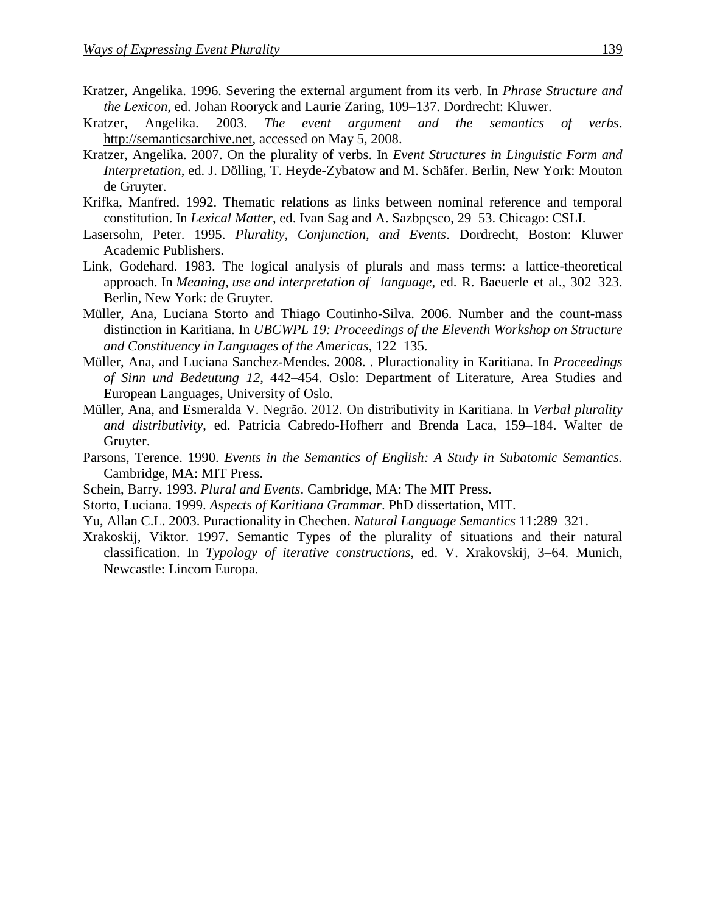Kratzer, Angelika. 1996. Severing the external argument from its verb. In *Phrase Structure and the Lexicon*, ed. Johan Rooryck and Laurie Zaring, 109–137. Dordrecht: Kluwer.

Kratzer, Angelika. 2003. *The event argument and the semantics of verbs*. http://semanticsarchive.net, accessed on May 5, 2008.

Kratzer, Angelika. 2007. On the plurality of verbs. In *Event Structures in Linguistic Form and Interpretation*, ed. J. Dölling, T. Heyde-Zybatow and M. Schäfer. Berlin, New York: Mouton de Gruyter.

Krifka, Manfred. 1992. Thematic relations as links between nominal reference and temporal constitution. In *Lexical Matter*, ed. Ivan Sag and A. Sazbpçsco, 29–53. Chicago: CSLI.

Lasersohn, Peter. 1995. *Plurality, Conjunction, and Events*. Dordrecht, Boston: Kluwer Academic Publishers.

Link, Godehard. 1983. The logical analysis of plurals and mass terms: a lattice-theoretical approach. In *Meaning, use and interpretation of language*, ed. R. Baeuerle et al., 302–323. Berlin, New York: de Gruyter.

Müller, Ana, Luciana Storto and Thiago Coutinho-Silva. 2006. Number and the count-mass distinction in Karitiana. In *UBCWPL 19: Proceedings of the Eleventh Workshop on Structure and Constituency in Languages of the Americas*, 122–135.

Müller, Ana, and Luciana Sanchez-Mendes. 2008. . Pluractionality in Karitiana. In *Proceedings of Sinn und Bedeutung 12*, 442–454. Oslo: Department of Literature, Area Studies and European Languages, University of Oslo.

Müller, Ana, and Esmeralda V. Negrão. 2012. On distributivity in Karitiana. In *Verbal plurality and distributivity*, ed. Patricia Cabredo-Hofherr and Brenda Laca, 159–184. Walter de Gruyter.

Parsons, Terence. 1990. *Events in the Semantics of English: A Study in Subatomic Semantics.* Cambridge, MA: MIT Press.

Schein, Barry. 1993. *Plural and Events*. Cambridge, MA: The MIT Press.

Storto, Luciana. 1999. *Aspects of Karitiana Grammar*. PhD dissertation, MIT.

Yu, Allan C.L. 2003. Puractionality in Chechen. *Natural Language Semantics* 11:289–321.

Xrakoskij, Viktor. 1997. Semantic Types of the plurality of situations and their natural classification. In *Typology of iterative constructions*, ed. V. Xrakovskij, 3–64. Munich, Newcastle: Lincom Europa.